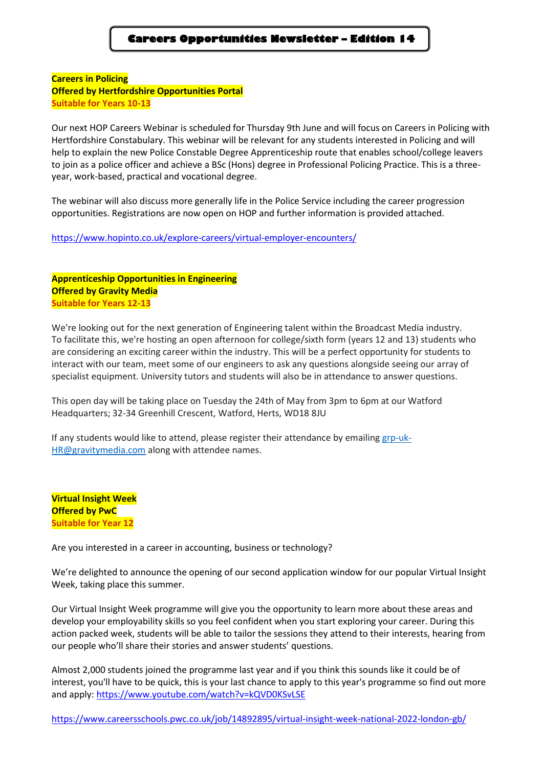# Careers Opportunities Newsletter – Edition 14

**Careers in Policing**
**Offered by Hertfordshire Opportunities Portal**
**Suitable for Years 10-13**

Our next HOP Careers Webinar is scheduled for Thursday 9th June and will focus on Careers in Policing with Hertfordshire Constabulary. This webinar will be relevant for any students interested in Policing and will help to explain the new Police Constable Degree Apprenticeship route that enables school/college leavers to join as a police officer and achieve a BSc (Hons) degree in Professional Policing Practice. This is a three-year, work-based, practical and vocational degree.

The webinar will also discuss more generally life in the Police Service including the career progression opportunities. Registrations are now open on HOP and further information is provided attached.

https://www.hopinto.co.uk/explore-careers/virtual-employer-encounters/

**Apprenticeship Opportunities in Engineering**
**Offered by Gravity Media**
**Suitable for Years 12-13**

We're looking out for the next generation of Engineering talent within the Broadcast Media industry. To facilitate this, we're hosting an open afternoon for college/sixth form (years 12 and 13) students who are considering an exciting career within the industry. This will be a perfect opportunity for students to interact with our team, meet some of our engineers to ask any questions alongside seeing our array of specialist equipment. University tutors and students will also be in attendance to answer questions.

This open day will be taking place on Tuesday the 24th of May from 3pm to 6pm at our Watford Headquarters; 32-34 Greenhill Crescent, Watford, Herts, WD18 8JU

If any students would like to attend, please register their attendance by emailing grp-uk-HR@gravitymedia.com along with attendee names.

**Virtual Insight Week**
**Offered by PwC**
**Suitable for Year 12**

Are you interested in a career in accounting, business or technology?

We're delighted to announce the opening of our second application window for our popular Virtual Insight Week, taking place this summer.

Our Virtual Insight Week programme will give you the opportunity to learn more about these areas and develop your employability skills so you feel confident when you start exploring your career. During this action packed week, students will be able to tailor the sessions they attend to their interests, hearing from our people who'll share their stories and answer students' questions.

Almost 2,000 students joined the programme last year and if you think this sounds like it could be of interest, you'll have to be quick, this is your last chance to apply to this year's programme so find out more and apply: https://www.youtube.com/watch?v=kQVD0KSvLSE

https://www.careersschools.pwc.co.uk/job/14892895/virtual-insight-week-national-2022-london-gb/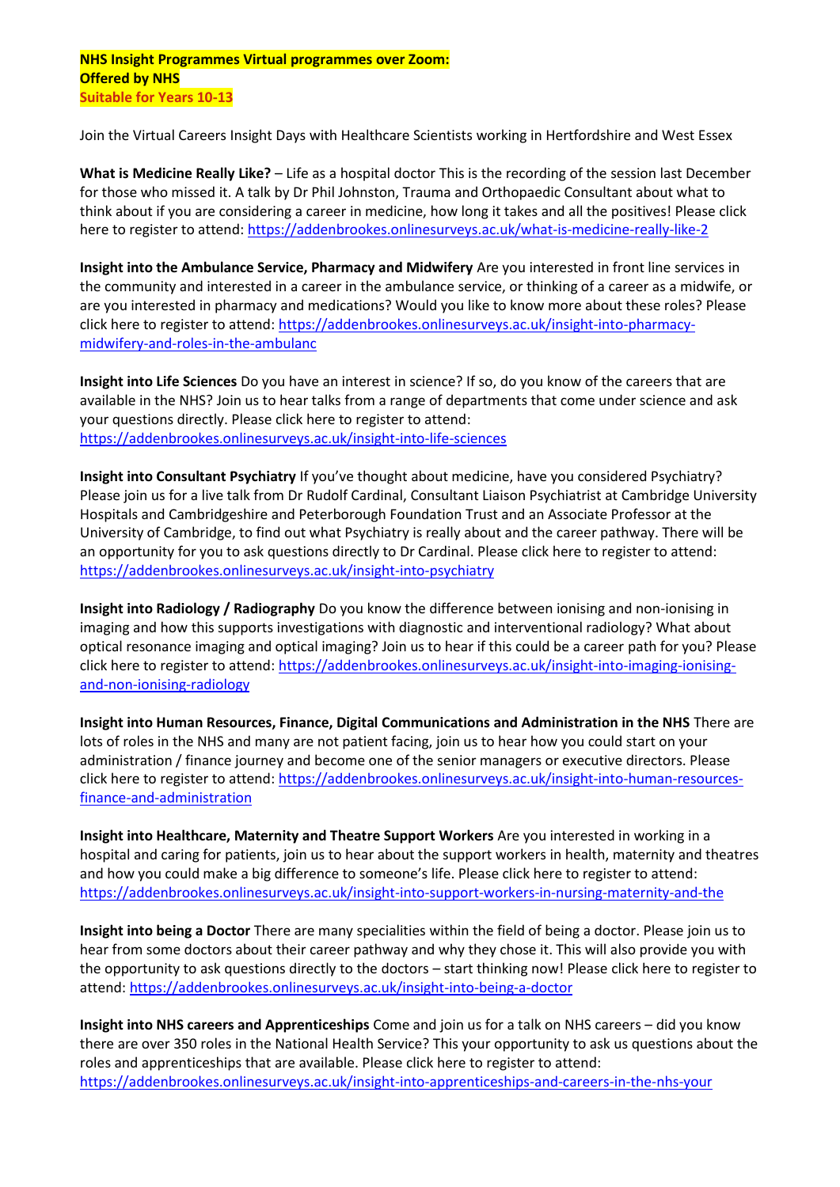**NHS Insight Programmes Virtual programmes over Zoom:**
**Offered by NHS**
**Suitable for Years 10-13**

Join the Virtual Careers Insight Days with Healthcare Scientists working in Hertfordshire and West Essex

**What is Medicine Really Like?** – Life as a hospital doctor This is the recording of the session last December for those who missed it. A talk by Dr Phil Johnston, Trauma and Orthopaedic Consultant about what to think about if you are considering a career in medicine, how long it takes and all the positives! Please click here to register to attend: https://addenbrookes.onlinesurveys.ac.uk/what-is-medicine-really-like-2

**Insight into the Ambulance Service, Pharmacy and Midwifery** Are you interested in front line services in the community and interested in a career in the ambulance service, or thinking of a career as a midwife, or are you interested in pharmacy and medications? Would you like to know more about these roles? Please click here to register to attend: https://addenbrookes.onlinesurveys.ac.uk/insight-into-pharmacy-midwifery-and-roles-in-the-ambulanc

**Insight into Life Sciences** Do you have an interest in science? If so, do you know of the careers that are available in the NHS? Join us to hear talks from a range of departments that come under science and ask your questions directly. Please click here to register to attend: https://addenbrookes.onlinesurveys.ac.uk/insight-into-life-sciences

**Insight into Consultant Psychiatry** If you've thought about medicine, have you considered Psychiatry? Please join us for a live talk from Dr Rudolf Cardinal, Consultant Liaison Psychiatrist at Cambridge University Hospitals and Cambridgeshire and Peterborough Foundation Trust and an Associate Professor at the University of Cambridge, to find out what Psychiatry is really about and the career pathway. There will be an opportunity for you to ask questions directly to Dr Cardinal. Please click here to register to attend: https://addenbrookes.onlinesurveys.ac.uk/insight-into-psychiatry

**Insight into Radiology / Radiography** Do you know the difference between ionising and non-ionising in imaging and how this supports investigations with diagnostic and interventional radiology? What about optical resonance imaging and optical imaging? Join us to hear if this could be a career path for you? Please click here to register to attend: https://addenbrookes.onlinesurveys.ac.uk/insight-into-imaging-ionising-and-non-ionising-radiology

**Insight into Human Resources, Finance, Digital Communications and Administration in the NHS** There are lots of roles in the NHS and many are not patient facing, join us to hear how you could start on your administration / finance journey and become one of the senior managers or executive directors. Please click here to register to attend: https://addenbrookes.onlinesurveys.ac.uk/insight-into-human-resources-finance-and-administration

**Insight into Healthcare, Maternity and Theatre Support Workers** Are you interested in working in a hospital and caring for patients, join us to hear about the support workers in health, maternity and theatres and how you could make a big difference to someone's life. Please click here to register to attend: https://addenbrookes.onlinesurveys.ac.uk/insight-into-support-workers-in-nursing-maternity-and-the

**Insight into being a Doctor** There are many specialities within the field of being a doctor. Please join us to hear from some doctors about their career pathway and why they chose it. This will also provide you with the opportunity to ask questions directly to the doctors – start thinking now! Please click here to register to attend: https://addenbrookes.onlinesurveys.ac.uk/insight-into-being-a-doctor

**Insight into NHS careers and Apprenticeships** Come and join us for a talk on NHS careers – did you know there are over 350 roles in the National Health Service? This your opportunity to ask us questions about the roles and apprenticeships that are available. Please click here to register to attend: https://addenbrookes.onlinesurveys.ac.uk/insight-into-apprenticeships-and-careers-in-the-nhs-your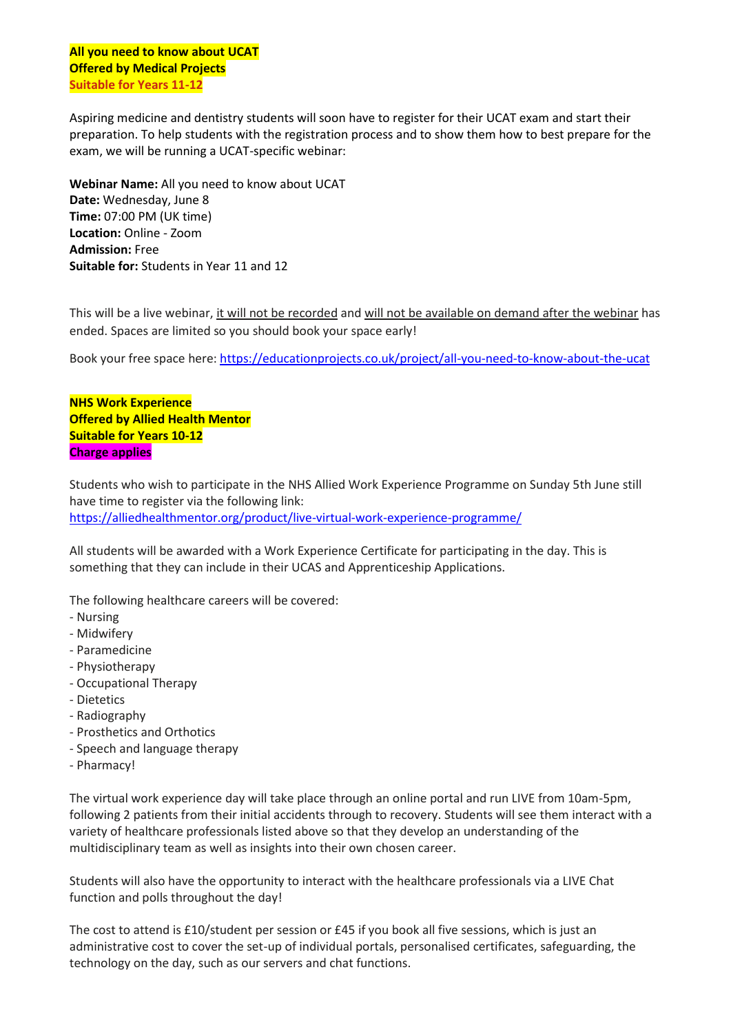**All you need to know about UCAT**
**Offered by Medical Projects**
**Suitable for Years 11-12**

Aspiring medicine and dentistry students will soon have to register for their UCAT exam and start their preparation. To help students with the registration process and to show them how to best prepare for the exam, we will be running a UCAT-specific webinar:

**Webinar Name:** All you need to know about UCAT
**Date:** Wednesday, June 8
**Time:** 07:00 PM (UK time)
**Location:** Online - Zoom
**Admission:** Free
**Suitable for:** Students in Year 11 and 12

This will be a live webinar, it will not be recorded and will not be available on demand after the webinar has ended. Spaces are limited so you should book your space early!

Book your free space here: https://educationprojects.co.uk/project/all-you-need-to-know-about-the-ucat

**NHS Work Experience**
**Offered by Allied Health Mentor**
**Suitable for Years 10-12**
**Charge applies**

Students who wish to participate in the NHS Allied Work Experience Programme on Sunday 5th June still have time to register via the following link:
https://alliedhealthmentor.org/product/live-virtual-work-experience-programme/

All students will be awarded with a Work Experience Certificate for participating in the day. This is something that they can include in their UCAS and Apprenticeship Applications.

The following healthcare careers will be covered:
- Nursing
- Midwifery
- Paramedicine
- Physiotherapy
- Occupational Therapy
- Dietetics
- Radiography
- Prosthetics and Orthotics
- Speech and language therapy
- Pharmacy!

The virtual work experience day will take place through an online portal and run LIVE from 10am-5pm, following 2 patients from their initial accidents through to recovery. Students will see them interact with a variety of healthcare professionals listed above so that they develop an understanding of the multidisciplinary team as well as insights into their own chosen career.

Students will also have the opportunity to interact with the healthcare professionals via a LIVE Chat function and polls throughout the day!

The cost to attend is £10/student per session or £45 if you book all five sessions, which is just an administrative cost to cover the set-up of individual portals, personalised certificates, safeguarding, the technology on the day, such as our servers and chat functions.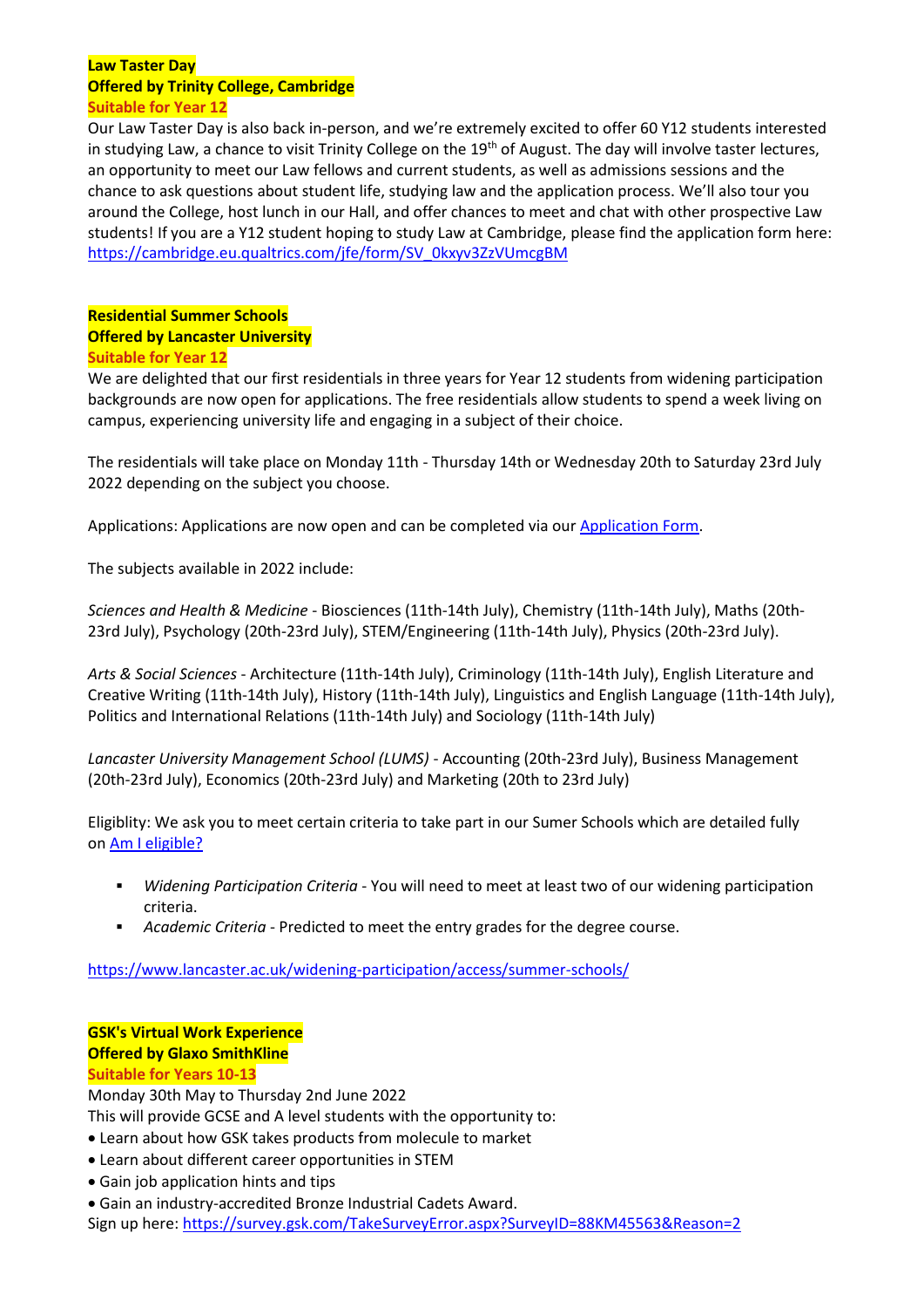**Law Taster Day**
**Offered by Trinity College, Cambridge**
**Suitable for Year 12**

Our Law Taster Day is also back in-person, and we're extremely excited to offer 60 Y12 students interested in studying Law, a chance to visit Trinity College on the 19th of August. The day will involve taster lectures, an opportunity to meet our Law fellows and current students, as well as admissions sessions and the chance to ask questions about student life, studying law and the application process. We'll also tour you around the College, host lunch in our Hall, and offer chances to meet and chat with other prospective Law students! If you are a Y12 student hoping to study Law at Cambridge, please find the application form here: https://cambridge.eu.qualtrics.com/jfe/form/SV_0kxyv3ZzVUmcgBM

**Residential Summer Schools**
**Offered by Lancaster University**
**Suitable for Year 12**

We are delighted that our first residentials in three years for Year 12 students from widening participation backgrounds are now open for applications. The free residentials allow students to spend a week living on campus, experiencing university life and engaging in a subject of their choice.

The residentials will take place on Monday 11th - Thursday 14th or Wednesday 20th to Saturday 23rd July 2022 depending on the subject you choose.

Applications: Applications are now open and can be completed via our Application Form.

The subjects available in 2022 include:

*Sciences and Health & Medicine* - Biosciences (11th-14th July), Chemistry (11th-14th July), Maths (20th-23rd July), Psychology (20th-23rd July), STEM/Engineering (11th-14th July), Physics (20th-23rd July).

*Arts & Social Sciences* - Architecture (11th-14th July), Criminology (11th-14th July), English Literature and Creative Writing (11th-14th July), History (11th-14th July), Linguistics and English Language (11th-14th July), Politics and International Relations (11th-14th July) and Sociology (11th-14th July)

*Lancaster University Management School (LUMS)* - Accounting (20th-23rd July), Business Management (20th-23rd July), Economics (20th-23rd July) and Marketing (20th to 23rd July)

Eligiblity: We ask you to meet certain criteria to take part in our Sumer Schools which are detailed fully on Am I eligible?

- *Widening Participation Criteria* - You will need to meet at least two of our widening participation criteria.
- *Academic Criteria* - Predicted to meet the entry grades for the degree course.

https://www.lancaster.ac.uk/widening-participation/access/summer-schools/

**GSK's Virtual Work Experience**
**Offered by Glaxo SmithKline**
**Suitable for Years 10-13**

Monday 30th May to Thursday 2nd June 2022
This will provide GCSE and A level students with the opportunity to:

- Learn about how GSK takes products from molecule to market
- Learn about different career opportunities in STEM
- Gain job application hints and tips
- Gain an industry-accredited Bronze Industrial Cadets Award.

Sign up here: https://survey.gsk.com/TakeSurveyError.aspx?SurveyID=88KM45563&Reason=2